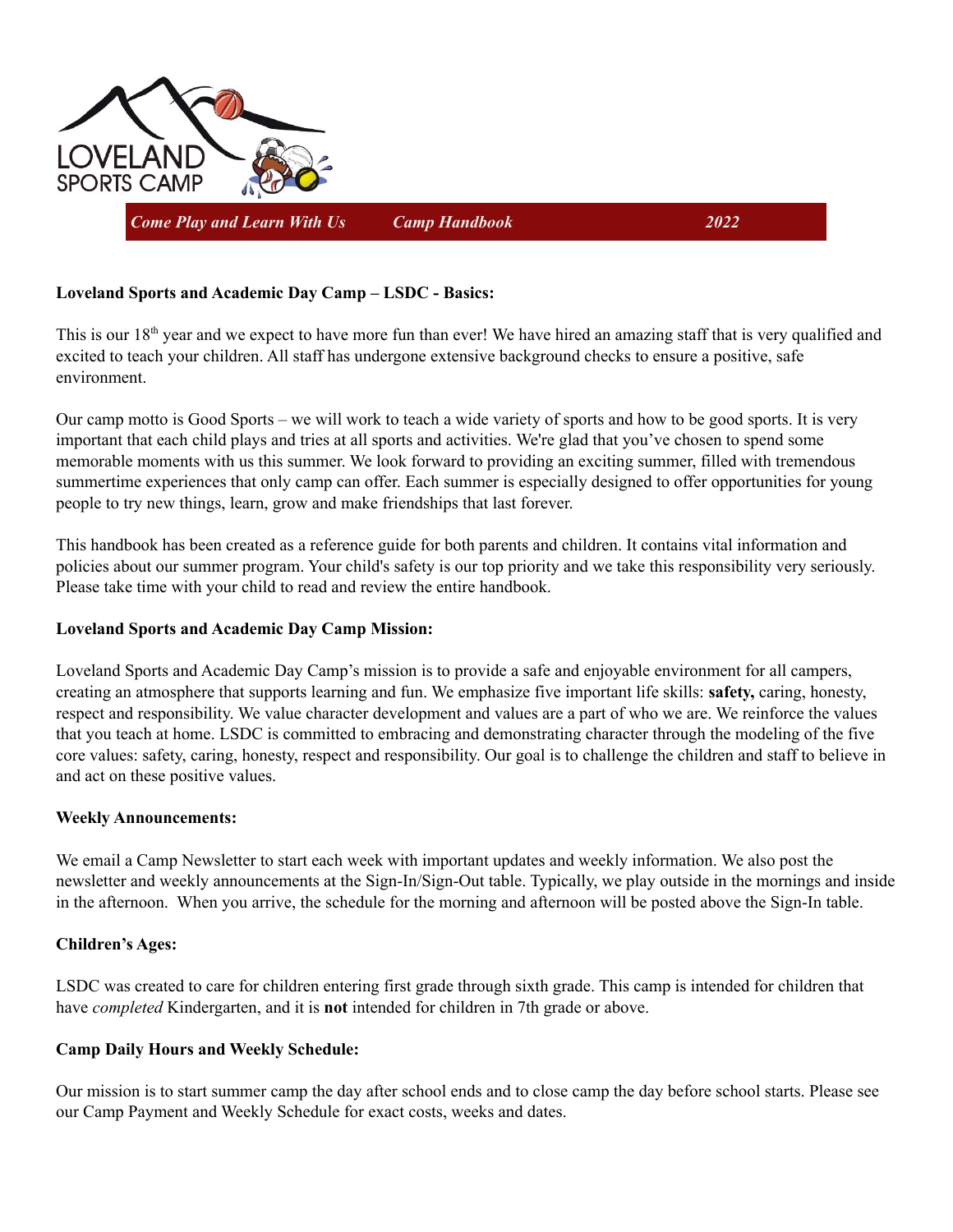LOVELAND
SPORTS CAMP

*Come Play and Learn With Us* *Camp Handbook* *2022*

**Loveland Sports and Academic Day Camp – LSDC - Basics:**

This is our 18th year and we expect to have more fun than ever! We have hired an amazing staff that is very qualified and excited to teach your children. All staff has undergone extensive background checks to ensure a positive, safe environment.

Our camp motto is Good Sports – we will work to teach a wide variety of sports and how to be good sports. It is very important that each child plays and tries at all sports and activities. We're glad that you've chosen to spend some memorable moments with us this summer. We look forward to providing an exciting summer, filled with tremendous summertime experiences that only camp can offer. Each summer is especially designed to offer opportunities for young people to try new things, learn, grow and make friendships that last forever.

This handbook has been created as a reference guide for both parents and children. It contains vital information and policies about our summer program. Your child's safety is our top priority and we take this responsibility very seriously. Please take time with your child to read and review the entire handbook.

**Loveland Sports and Academic Day Camp Mission:**

Loveland Sports and Academic Day Camp's mission is to provide a safe and enjoyable environment for all campers, creating an atmosphere that supports learning and fun. We emphasize five important life skills: **safety,** caring, honesty, respect and responsibility. We value character development and values are a part of who we are. We reinforce the values that you teach at home. LSDC is committed to embracing and demonstrating character through the modeling of the five core values: safety, caring, honesty, respect and responsibility. Our goal is to challenge the children and staff to believe in and act on these positive values.

**Weekly Announcements:**

We email a Camp Newsletter to start each week with important updates and weekly information. We also post the newsletter and weekly announcements at the Sign-In/Sign-Out table. Typically, we play outside in the mornings and inside in the afternoon. When you arrive, the schedule for the morning and afternoon will be posted above the Sign-In table.

**Children's Ages:**

LSDC was created to care for children entering first grade through sixth grade. This camp is intended for children that have *completed* Kindergarten, and it is **not** intended for children in 7th grade or above.

**Camp Daily Hours and Weekly Schedule:**

Our mission is to start summer camp the day after school ends and to close camp the day before school starts. Please see our Camp Payment and Weekly Schedule for exact costs, weeks and dates.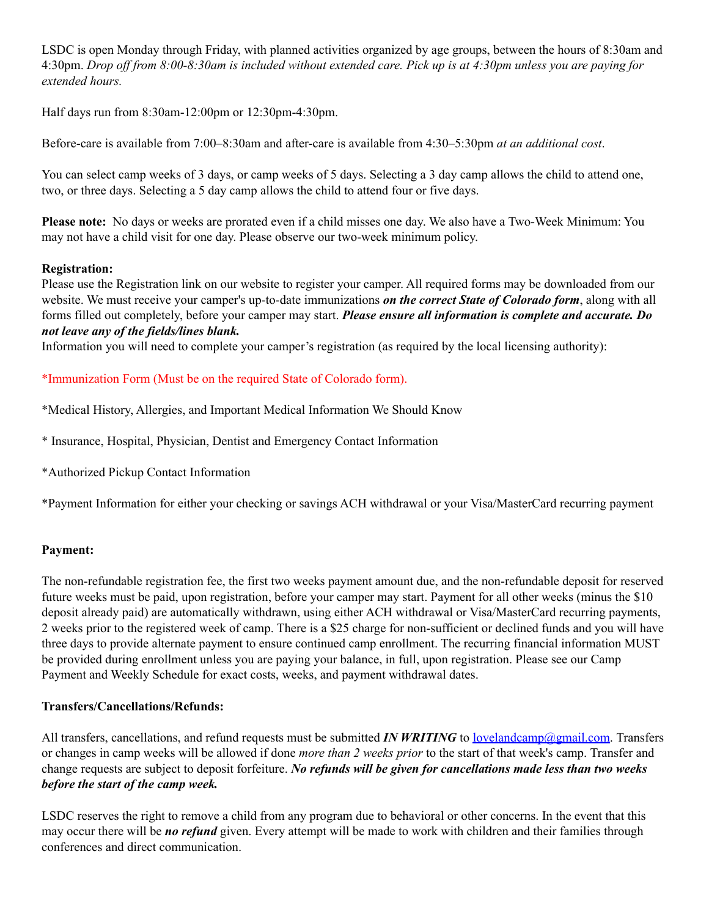LSDC is open Monday through Friday, with planned activities organized by age groups, between the hours of 8:30am and 4:30pm. *Drop off from 8:00-8:30am is included without extended care. Pick up is at 4:30pm unless you are paying for extended hours.*

Half days run from 8:30am-12:00pm or 12:30pm-4:30pm.

Before-care is available from 7:00–8:30am and after-care is available from 4:30–5:30pm *at an additional cost*.

You can select camp weeks of 3 days, or camp weeks of 5 days. Selecting a 3 day camp allows the child to attend one, two, or three days. Selecting a 5 day camp allows the child to attend four or five days.

**Please note:** No days or weeks are prorated even if a child misses one day. We also have a Two-Week Minimum: You may not have a child visit for one day. Please observe our two-week minimum policy.

**Registration:**
Please use the Registration link on our website to register your camper. All required forms may be downloaded from our website. We must receive your camper's up-to-date immunizations ***on the correct State of Colorado form***, along with all forms filled out completely, before your camper may start. ***Please ensure all information is complete and accurate. Do not leave any of the fields/lines blank.***
Information you will need to complete your camper's registration (as required by the local licensing authority):

*Immunization Form (Must be on the required State of Colorado form).

*Medical History, Allergies, and Important Medical Information We Should Know

* Insurance, Hospital, Physician, Dentist and Emergency Contact Information

*Authorized Pickup Contact Information

*Payment Information for either your checking or savings ACH withdrawal or your Visa/MasterCard recurring payment

**Payment:**

The non-refundable registration fee, the first two weeks payment amount due, and the non-refundable deposit for reserved future weeks must be paid, upon registration, before your camper may start. Payment for all other weeks (minus the $10 deposit already paid) are automatically withdrawn, using either ACH withdrawal or Visa/MasterCard recurring payments, 2 weeks prior to the registered week of camp. There is a $25 charge for non-sufficient or declined funds and you will have three days to provide alternate payment to ensure continued camp enrollment. The recurring financial information MUST be provided during enrollment unless you are paying your balance, in full, upon registration. Please see our Camp Payment and Weekly Schedule for exact costs, weeks, and payment withdrawal dates.

**Transfers/Cancellations/Refunds:**

All transfers, cancellations, and refund requests must be submitted ***IN WRITING*** to lovelandcamp@gmail.com. Transfers or changes in camp weeks will be allowed if done *more than 2 weeks prior* to the start of that week's camp. Transfer and change requests are subject to deposit forfeiture. ***No refunds will be given for cancellations made less than two weeks before the start of the camp week.***

LSDC reserves the right to remove a child from any program due to behavioral or other concerns. In the event that this may occur there will be ***no refund*** given. Every attempt will be made to work with children and their families through conferences and direct communication.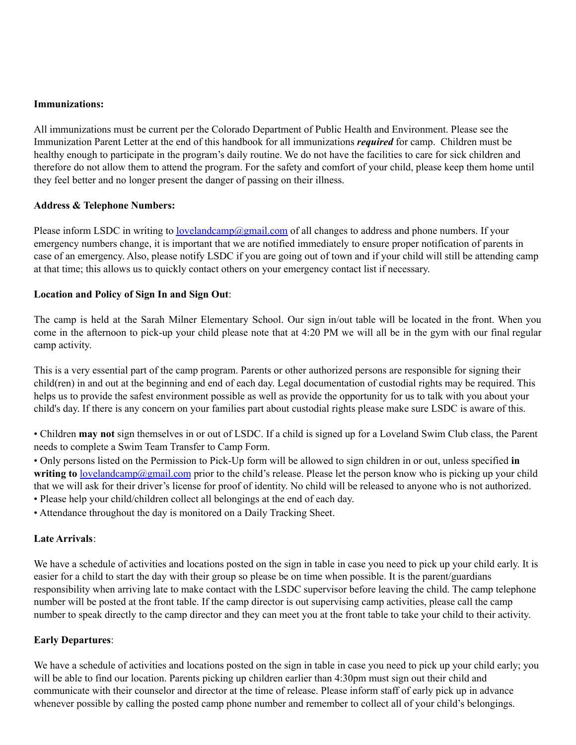**Immunizations:**

All immunizations must be current per the Colorado Department of Public Health and Environment. Please see the Immunization Parent Letter at the end of this handbook for all immunizations ***required*** for camp. Children must be healthy enough to participate in the program's daily routine. We do not have the facilities to care for sick children and therefore do not allow them to attend the program. For the safety and comfort of your child, please keep them home until they feel better and no longer present the danger of passing on their illness.

**Address & Telephone Numbers:**

Please inform LSDC in writing to lovelandcamp@gmail.com of all changes to address and phone numbers. If your emergency numbers change, it is important that we are notified immediately to ensure proper notification of parents in case of an emergency. Also, please notify LSDC if you are going out of town and if your child will still be attending camp at that time; this allows us to quickly contact others on your emergency contact list if necessary.

**Location and Policy of Sign In and Sign Out**:

The camp is held at the Sarah Milner Elementary School. Our sign in/out table will be located in the front. When you come in the afternoon to pick-up your child please note that at 4:20 PM we will all be in the gym with our final regular camp activity.

This is a very essential part of the camp program. Parents or other authorized persons are responsible for signing their child(ren) in and out at the beginning and end of each day. Legal documentation of custodial rights may be required. This helps us to provide the safest environment possible as well as provide the opportunity for us to talk with you about your child's day. If there is any concern on your families part about custodial rights please make sure LSDC is aware of this.

- Children **may not** sign themselves in or out of LSDC. If a child is signed up for a Loveland Swim Club class, the Parent needs to complete a Swim Team Transfer to Camp Form.
- Only persons listed on the Permission to Pick-Up form will be allowed to sign children in or out, unless specified **in writing to** lovelandcamp@gmail.com prior to the child's release. Please let the person know who is picking up your child that we will ask for their driver's license for proof of identity. No child will be released to anyone who is not authorized.
- Please help your child/children collect all belongings at the end of each day.
- Attendance throughout the day is monitored on a Daily Tracking Sheet.

**Late Arrivals**:

We have a schedule of activities and locations posted on the sign in table in case you need to pick up your child early. It is easier for a child to start the day with their group so please be on time when possible. It is the parent/guardians responsibility when arriving late to make contact with the LSDC supervisor before leaving the child. The camp telephone number will be posted at the front table. If the camp director is out supervising camp activities, please call the camp number to speak directly to the camp director and they can meet you at the front table to take your child to their activity.

**Early Departures**:

We have a schedule of activities and locations posted on the sign in table in case you need to pick up your child early; you will be able to find our location. Parents picking up children earlier than 4:30pm must sign out their child and communicate with their counselor and director at the time of release. Please inform staff of early pick up in advance whenever possible by calling the posted camp phone number and remember to collect all of your child's belongings.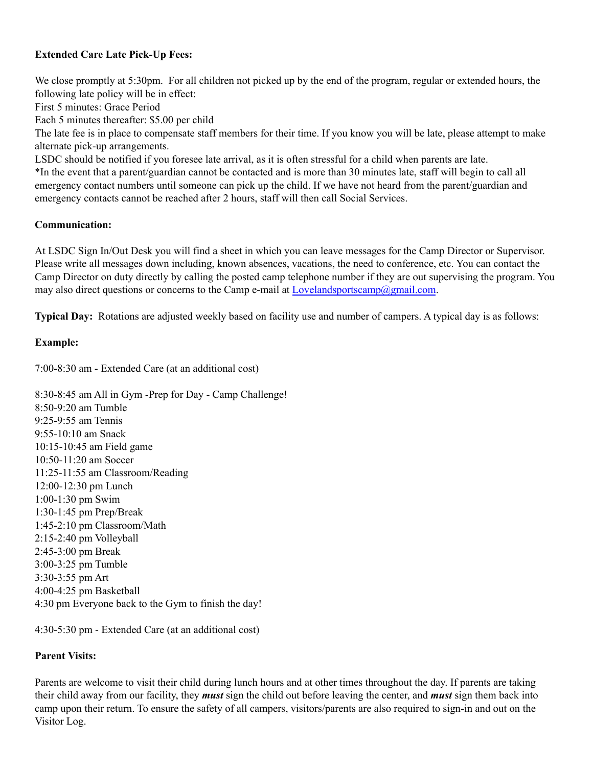**Extended Care Late Pick-Up Fees:**

We close promptly at 5:30pm. For all children not picked up by the end of the program, regular or extended hours, the following late policy will be in effect:
First 5 minutes: Grace Period
Each 5 minutes thereafter: $5.00 per child
The late fee is in place to compensate staff members for their time. If you know you will be late, please attempt to make alternate pick-up arrangements.
LSDC should be notified if you foresee late arrival, as it is often stressful for a child when parents are late.
*In the event that a parent/guardian cannot be contacted and is more than 30 minutes late, staff will begin to call all emergency contact numbers until someone can pick up the child. If we have not heard from the parent/guardian and emergency contacts cannot be reached after 2 hours, staff will then call Social Services.

**Communication:**

At LSDC Sign In/Out Desk you will find a sheet in which you can leave messages for the Camp Director or Supervisor. Please write all messages down including, known absences, vacations, the need to conference, etc. You can contact the Camp Director on duty directly by calling the posted camp telephone number if they are out supervising the program. You may also direct questions or concerns to the Camp e-mail at [Lovelandsportscamp@gmail.com](mailto:Lovelandsportscamp@gmail.com).

**Typical Day:** Rotations are adjusted weekly based on facility use and number of campers. A typical day is as follows:

**Example:**

7:00-8:30 am - Extended Care (at an additional cost)

8:30-8:45 am All in Gym -Prep for Day - Camp Challenge!
8:50-9:20 am Tumble
9:25-9:55 am Tennis
9:55-10:10 am Snack
10:15-10:45 am Field game
10:50-11:20 am Soccer
11:25-11:55 am Classroom/Reading
12:00-12:30 pm Lunch
1:00-1:30 pm Swim
1:30-1:45 pm Prep/Break
1:45-2:10 pm Classroom/Math
2:15-2:40 pm Volleyball
2:45-3:00 pm Break
3:00-3:25 pm Tumble
3:30-3:55 pm Art
4:00-4:25 pm Basketball
4:30 pm Everyone back to the Gym to finish the day!

4:30-5:30 pm - Extended Care (at an additional cost)

**Parent Visits:**

Parents are welcome to visit their child during lunch hours and at other times throughout the day. If parents are taking their child away from our facility, they ***must*** sign the child out before leaving the center, and ***must*** sign them back into camp upon their return. To ensure the safety of all campers, visitors/parents are also required to sign-in and out on the Visitor Log.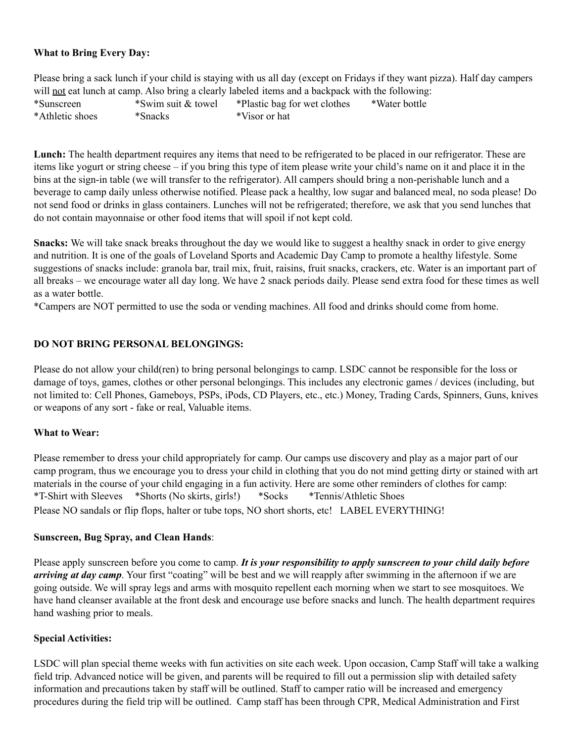**What to Bring Every Day:**

Please bring a sack lunch if your child is staying with us all day (except on Fridays if they want pizza). Half day campers will <u>not</u> eat lunch at camp. Also bring a clearly labeled items and a backpack with the following:

*Sunscreen *Swim suit & towel *Plastic bag for wet clothes *Water bottle
*Athletic shoes *Snacks *Visor or hat

**Lunch:** The health department requires any items that need to be refrigerated to be placed in our refrigerator. These are items like yogurt or string cheese – if you bring this type of item please write your child's name on it and place it in the bins at the sign-in table (we will transfer to the refrigerator). All campers should bring a non-perishable lunch and a beverage to camp daily unless otherwise notified. Please pack a healthy, low sugar and balanced meal, no soda please! Do not send food or drinks in glass containers. Lunches will not be refrigerated; therefore, we ask that you send lunches that do not contain mayonnaise or other food items that will spoil if not kept cold.

**Snacks:** We will take snack breaks throughout the day we would like to suggest a healthy snack in order to give energy and nutrition. It is one of the goals of Loveland Sports and Academic Day Camp to promote a healthy lifestyle. Some suggestions of snacks include: granola bar, trail mix, fruit, raisins, fruit snacks, crackers, etc. Water is an important part of all breaks – we encourage water all day long. We have 2 snack periods daily. Please send extra food for these times as well as a water bottle.

*Campers are NOT permitted to use the soda or vending machines. All food and drinks should come from home.

**DO NOT BRING PERSONAL BELONGINGS:**

Please do not allow your child(ren) to bring personal belongings to camp. LSDC cannot be responsible for the loss or damage of toys, games, clothes or other personal belongings. This includes any electronic games / devices (including, but not limited to: Cell Phones, Gameboys, PSPs, iPods, CD Players, etc., etc.) Money, Trading Cards, Spinners, Guns, knives or weapons of any sort - fake or real, Valuable items.

**What to Wear:**

Please remember to dress your child appropriately for camp. Our camps use discovery and play as a major part of our camp program, thus we encourage you to dress your child in clothing that you do not mind getting dirty or stained with art materials in the course of your child engaging in a fun activity. Here are some other reminders of clothes for camp:

*T-Shirt with Sleeves *Shorts (No skirts, girls!) *Socks *Tennis/Athletic Shoes

Please NO sandals or flip flops, halter or tube tops, NO short shorts, etc! LABEL EVERYTHING!

**Sunscreen, Bug Spray, and Clean Hands**:

Please apply sunscreen before you come to camp. ***It is your responsibility to apply sunscreen to your child daily before arriving at day camp***. Your first "coating" will be best and we will reapply after swimming in the afternoon if we are going outside. We will spray legs and arms with mosquito repellent each morning when we start to see mosquitoes. We have hand cleanser available at the front desk and encourage use before snacks and lunch. The health department requires hand washing prior to meals.

**Special Activities:**

LSDC will plan special theme weeks with fun activities on site each week. Upon occasion, Camp Staff will take a walking field trip. Advanced notice will be given, and parents will be required to fill out a permission slip with detailed safety information and precautions taken by staff will be outlined. Staff to camper ratio will be increased and emergency procedures during the field trip will be outlined. Camp staff has been through CPR, Medical Administration and First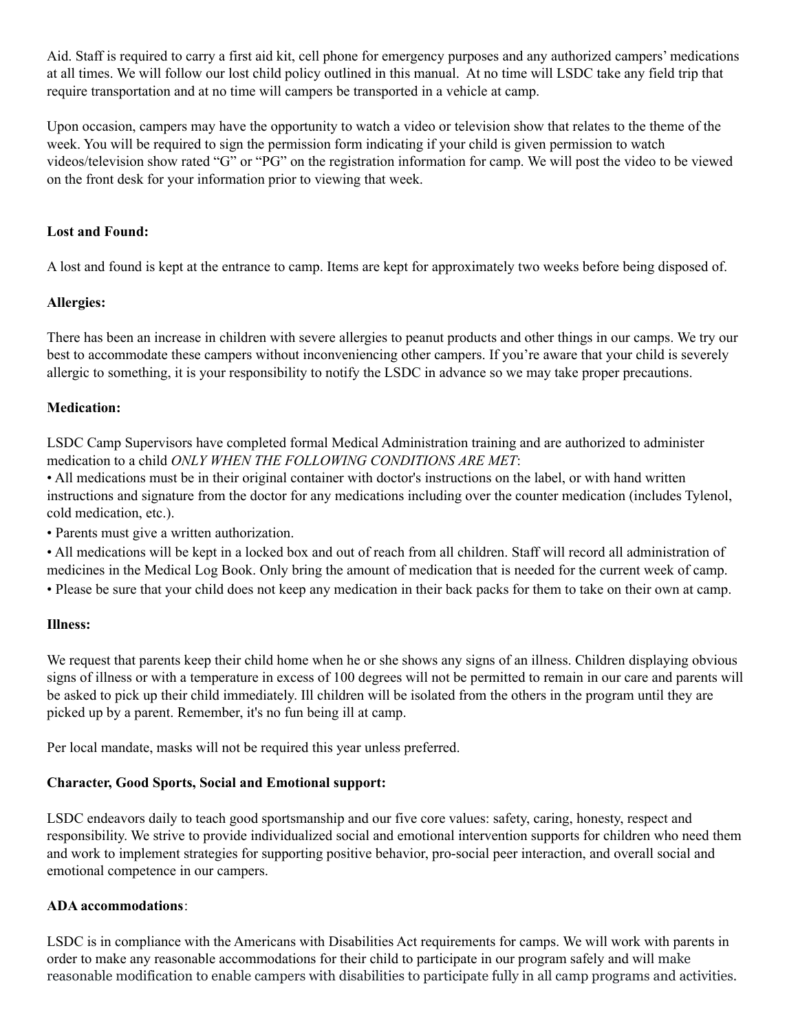Aid. Staff is required to carry a first aid kit, cell phone for emergency purposes and any authorized campers' medications at all times. We will follow our lost child policy outlined in this manual. At no time will LSDC take any field trip that require transportation and at no time will campers be transported in a vehicle at camp.

Upon occasion, campers may have the opportunity to watch a video or television show that relates to the theme of the week. You will be required to sign the permission form indicating if your child is given permission to watch videos/television show rated "G" or "PG" on the registration information for camp. We will post the video to be viewed on the front desk for your information prior to viewing that week.

**Lost and Found:**

A lost and found is kept at the entrance to camp. Items are kept for approximately two weeks before being disposed of.

**Allergies:**

There has been an increase in children with severe allergies to peanut products and other things in our camps. We try our best to accommodate these campers without inconveniencing other campers. If you're aware that your child is severely allergic to something, it is your responsibility to notify the LSDC in advance so we may take proper precautions.

**Medication:**

LSDC Camp Supervisors have completed formal Medical Administration training and are authorized to administer medication to a child *ONLY WHEN THE FOLLOWING CONDITIONS ARE MET*:

- All medications must be in their original container with doctor's instructions on the label, or with hand written instructions and signature from the doctor for any medications including over the counter medication (includes Tylenol, cold medication, etc.).
- Parents must give a written authorization.
- All medications will be kept in a locked box and out of reach from all children. Staff will record all administration of medicines in the Medical Log Book. Only bring the amount of medication that is needed for the current week of camp.
- Please be sure that your child does not keep any medication in their back packs for them to take on their own at camp.

**Illness:**

We request that parents keep their child home when he or she shows any signs of an illness. Children displaying obvious signs of illness or with a temperature in excess of 100 degrees will not be permitted to remain in our care and parents will be asked to pick up their child immediately. Ill children will be isolated from the others in the program until they are picked up by a parent. Remember, it's no fun being ill at camp.

Per local mandate, masks will not be required this year unless preferred.

**Character, Good Sports, Social and Emotional support:**

LSDC endeavors daily to teach good sportsmanship and our five core values: safety, caring, honesty, respect and responsibility. We strive to provide individualized social and emotional intervention supports for children who need them and work to implement strategies for supporting positive behavior, pro-social peer interaction, and overall social and emotional competence in our campers.

**ADA accommodations**:

LSDC is in compliance with the Americans with Disabilities Act requirements for camps. We will work with parents in order to make any reasonable accommodations for their child to participate in our program safely and will make reasonable modification to enable campers with disabilities to participate fully in all camp programs and activities.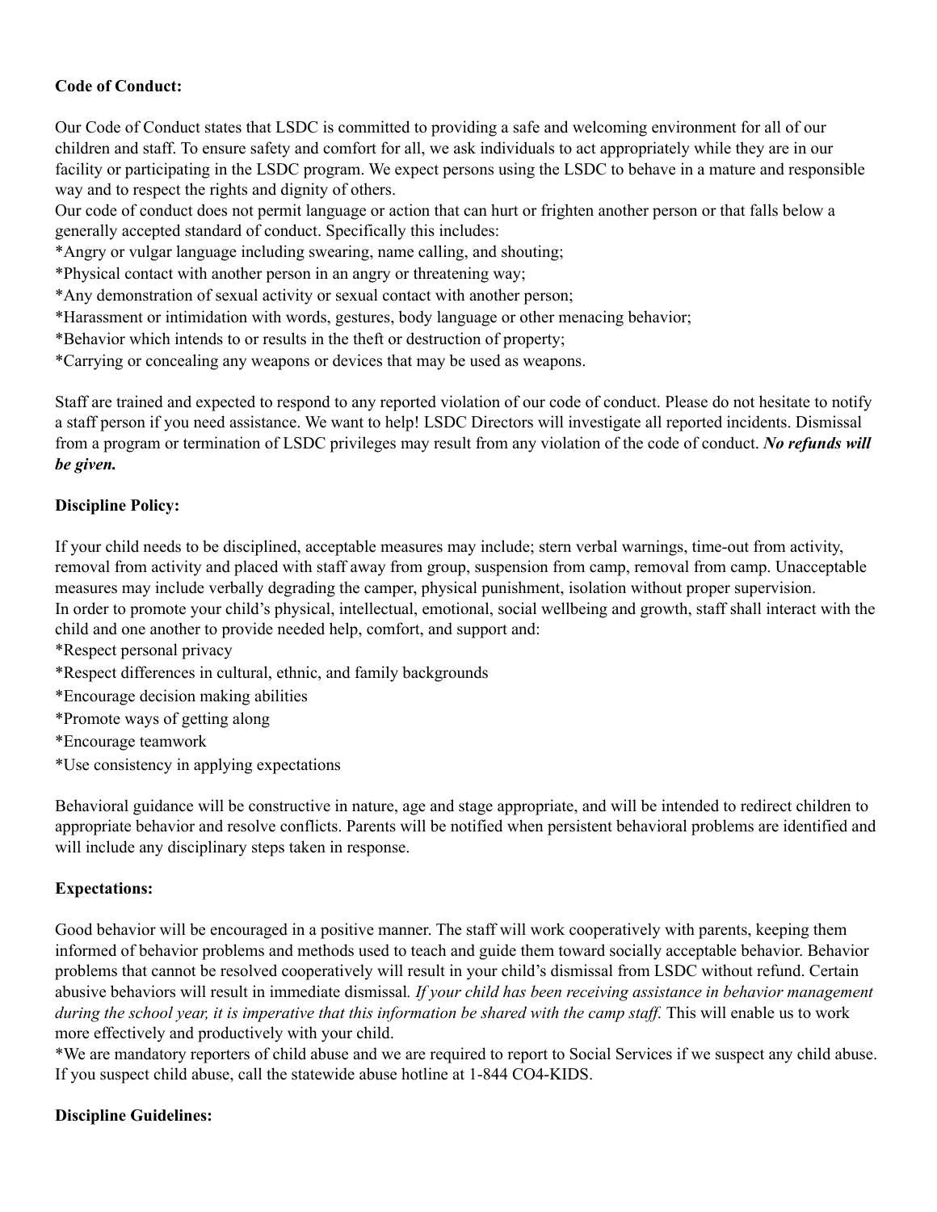**Code of Conduct:**

Our Code of Conduct states that LSDC is committed to providing a safe and welcoming environment for all of our children and staff. To ensure safety and comfort for all, we ask individuals to act appropriately while they are in our facility or participating in the LSDC program. We expect persons using the LSDC to behave in a mature and responsible way and to respect the rights and dignity of others.

Our code of conduct does not permit language or action that can hurt or frighten another person or that falls below a generally accepted standard of conduct. Specifically this includes:

*Angry or vulgar language including swearing, name calling, and shouting;

*Physical contact with another person in an angry or threatening way;

*Any demonstration of sexual activity or sexual contact with another person;

*Harassment or intimidation with words, gestures, body language or other menacing behavior;

*Behavior which intends to or results in the theft or destruction of property;

*Carrying or concealing any weapons or devices that may be used as weapons.

Staff are trained and expected to respond to any reported violation of our code of conduct. Please do not hesitate to notify a staff person if you need assistance. We want to help! LSDC Directors will investigate all reported incidents. Dismissal from a program or termination of LSDC privileges may result from any violation of the code of conduct. ***No refunds will be given.***

**Discipline Policy:**

If your child needs to be disciplined, acceptable measures may include; stern verbal warnings, time-out from activity, removal from activity and placed with staff away from group, suspension from camp, removal from camp. Unacceptable measures may include verbally degrading the camper, physical punishment, isolation without proper supervision.

In order to promote your child's physical, intellectual, emotional, social wellbeing and growth, staff shall interact with the child and one another to provide needed help, comfort, and support and:

*Respect personal privacy

*Respect differences in cultural, ethnic, and family backgrounds

*Encourage decision making abilities

*Promote ways of getting along

*Encourage teamwork

*Use consistency in applying expectations

Behavioral guidance will be constructive in nature, age and stage appropriate, and will be intended to redirect children to appropriate behavior and resolve conflicts. Parents will be notified when persistent behavioral problems are identified and will include any disciplinary steps taken in response.

**Expectations:**

Good behavior will be encouraged in a positive manner. The staff will work cooperatively with parents, keeping them informed of behavior problems and methods used to teach and guide them toward socially acceptable behavior. Behavior problems that cannot be resolved cooperatively will result in your child's dismissal from LSDC without refund. Certain abusive behaviors will result in immediate dismissal. *If your child has been receiving assistance in behavior management during the school year, it is imperative that this information be shared with the camp staff.* This will enable us to work more effectively and productively with your child.

*We are mandatory reporters of child abuse and we are required to report to Social Services if we suspect any child abuse. If you suspect child abuse, call the statewide abuse hotline at 1-844 CO4-KIDS.

**Discipline Guidelines:**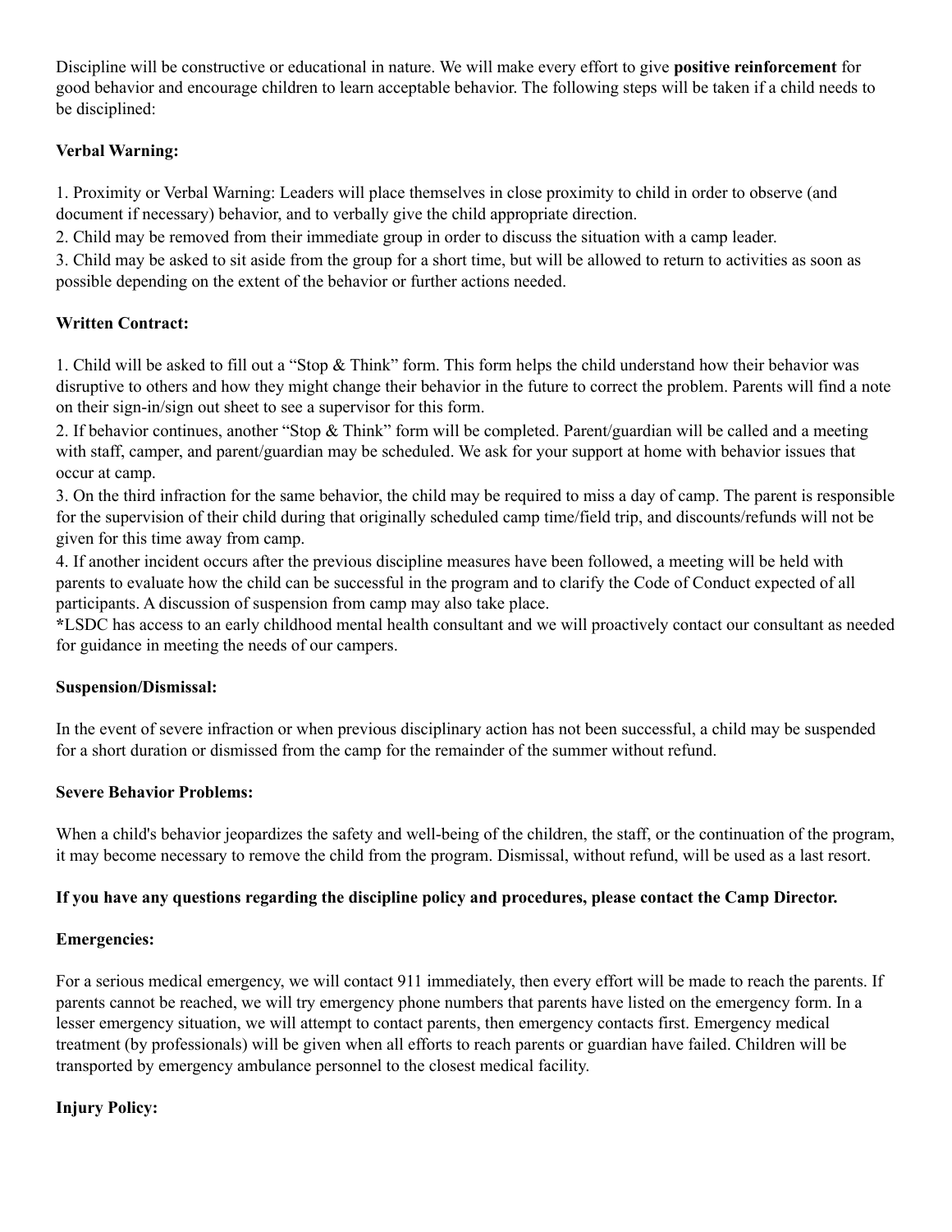Discipline will be constructive or educational in nature. We will make every effort to give **positive reinforcement** for good behavior and encourage children to learn acceptable behavior. The following steps will be taken if a child needs to be disciplined:

**Verbal Warning:**

1. Proximity or Verbal Warning: Leaders will place themselves in close proximity to child in order to observe (and document if necessary) behavior, and to verbally give the child appropriate direction.
2. Child may be removed from their immediate group in order to discuss the situation with a camp leader.
3. Child may be asked to sit aside from the group for a short time, but will be allowed to return to activities as soon as possible depending on the extent of the behavior or further actions needed.

**Written Contract:**

1. Child will be asked to fill out a "Stop & Think" form. This form helps the child understand how their behavior was disruptive to others and how they might change their behavior in the future to correct the problem. Parents will find a note on their sign-in/sign out sheet to see a supervisor for this form.
2. If behavior continues, another "Stop & Think" form will be completed. Parent/guardian will be called and a meeting with staff, camper, and parent/guardian may be scheduled. We ask for your support at home with behavior issues that occur at camp.
3. On the third infraction for the same behavior, the child may be required to miss a day of camp. The parent is responsible for the supervision of their child during that originally scheduled camp time/field trip, and discounts/refunds will not be given for this time away from camp.
4. If another incident occurs after the previous discipline measures have been followed, a meeting will be held with parents to evaluate how the child can be successful in the program and to clarify the Code of Conduct expected of all participants. A discussion of suspension from camp may also take place.

***LSDC has access to an early childhood mental health consultant and we will proactively contact our consultant as needed for guidance in meeting the needs of our campers.

**Suspension/Dismissal:**

In the event of severe infraction or when previous disciplinary action has not been successful, a child may be suspended for a short duration or dismissed from the camp for the remainder of the summer without refund.

**Severe Behavior Problems:**

When a child's behavior jeopardizes the safety and well-being of the children, the staff, or the continuation of the program, it may become necessary to remove the child from the program. Dismissal, without refund, will be used as a last resort.

**If you have any questions regarding the discipline policy and procedures, please contact the Camp Director.**

**Emergencies:**

For a serious medical emergency, we will contact 911 immediately, then every effort will be made to reach the parents. If parents cannot be reached, we will try emergency phone numbers that parents have listed on the emergency form. In a lesser emergency situation, we will attempt to contact parents, then emergency contacts first. Emergency medical treatment (by professionals) will be given when all efforts to reach parents or guardian have failed. Children will be transported by emergency ambulance personnel to the closest medical facility.

**Injury Policy:**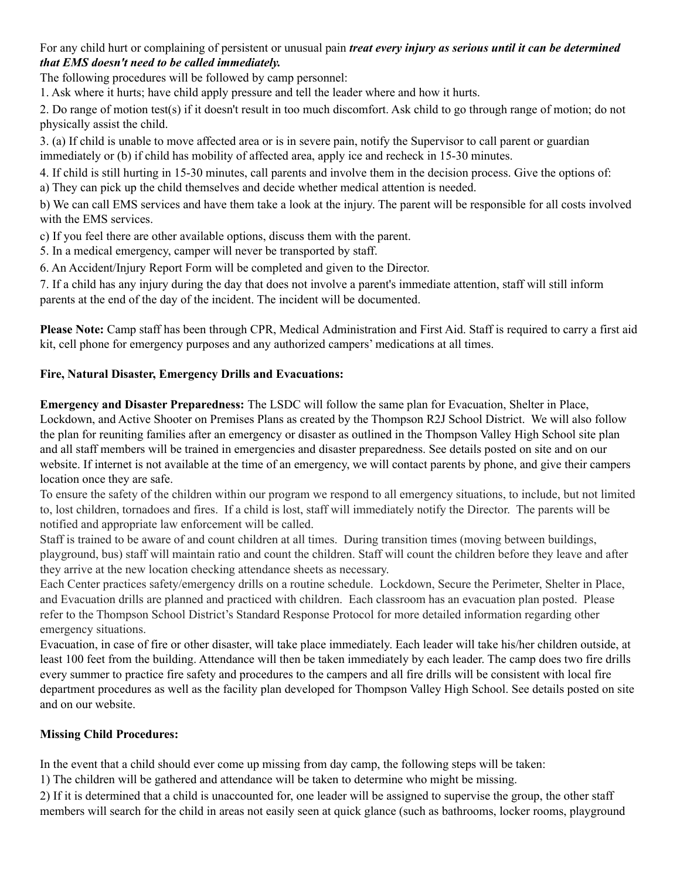For any child hurt or complaining of persistent or unusual pain ***treat every injury as serious until it can be determined that EMS doesn't need to be called immediately.***

The following procedures will be followed by camp personnel:

1. Ask where it hurts; have child apply pressure and tell the leader where and how it hurts.
2. Do range of motion test(s) if it doesn't result in too much discomfort. Ask child to go through range of motion; do not physically assist the child.
3. (a) If child is unable to move affected area or is in severe pain, notify the Supervisor to call parent or guardian immediately or (b) if child has mobility of affected area, apply ice and recheck in 15-30 minutes.
4. If child is still hurting in 15-30 minutes, call parents and involve them in the decision process. Give the options of:

   a) They can pick up the child themselves and decide whether medical attention is needed.

   b) We can call EMS services and have them take a look at the injury. The parent will be responsible for all costs involved with the EMS services.

   c) If you feel there are other available options, discuss them with the parent.
5. In a medical emergency, camper will never be transported by staff.
6. An Accident/Injury Report Form will be completed and given to the Director.
7. If a child has any injury during the day that does not involve a parent's immediate attention, staff will still inform parents at the end of the day of the incident. The incident will be documented.

**Please Note:** Camp staff has been through CPR, Medical Administration and First Aid. Staff is required to carry a first aid kit, cell phone for emergency purposes and any authorized campers' medications at all times.

**Fire, Natural Disaster, Emergency Drills and Evacuations:**

**Emergency and Disaster Preparedness:** The LSDC will follow the same plan for Evacuation, Shelter in Place, Lockdown, and Active Shooter on Premises Plans as created by the Thompson R2J School District. We will also follow the plan for reuniting families after an emergency or disaster as outlined in the Thompson Valley High School site plan and all staff members will be trained in emergencies and disaster preparedness. See details posted on site and on our website. If internet is not available at the time of an emergency, we will contact parents by phone, and give their campers location once they are safe.

To ensure the safety of the children within our program we respond to all emergency situations, to include, but not limited to, lost children, tornadoes and fires. If a child is lost, staff will immediately notify the Director. The parents will be notified and appropriate law enforcement will be called.

Staff is trained to be aware of and count children at all times. During transition times (moving between buildings, playground, bus) staff will maintain ratio and count the children. Staff will count the children before they leave and after they arrive at the new location checking attendance sheets as necessary.

Each Center practices safety/emergency drills on a routine schedule. Lockdown, Secure the Perimeter, Shelter in Place, and Evacuation drills are planned and practiced with children. Each classroom has an evacuation plan posted. Please refer to the Thompson School District's Standard Response Protocol for more detailed information regarding other emergency situations.

Evacuation, in case of fire or other disaster, will take place immediately. Each leader will take his/her children outside, at least 100 feet from the building. Attendance will then be taken immediately by each leader. The camp does two fire drills every summer to practice fire safety and procedures to the campers and all fire drills will be consistent with local fire department procedures as well as the facility plan developed for Thompson Valley High School. See details posted on site and on our website.

**Missing Child Procedures:**

In the event that a child should ever come up missing from day camp, the following steps will be taken:

1) The children will be gathered and attendance will be taken to determine who might be missing.

2) If it is determined that a child is unaccounted for, one leader will be assigned to supervise the group, the other staff members will search for the child in areas not easily seen at quick glance (such as bathrooms, locker rooms, playground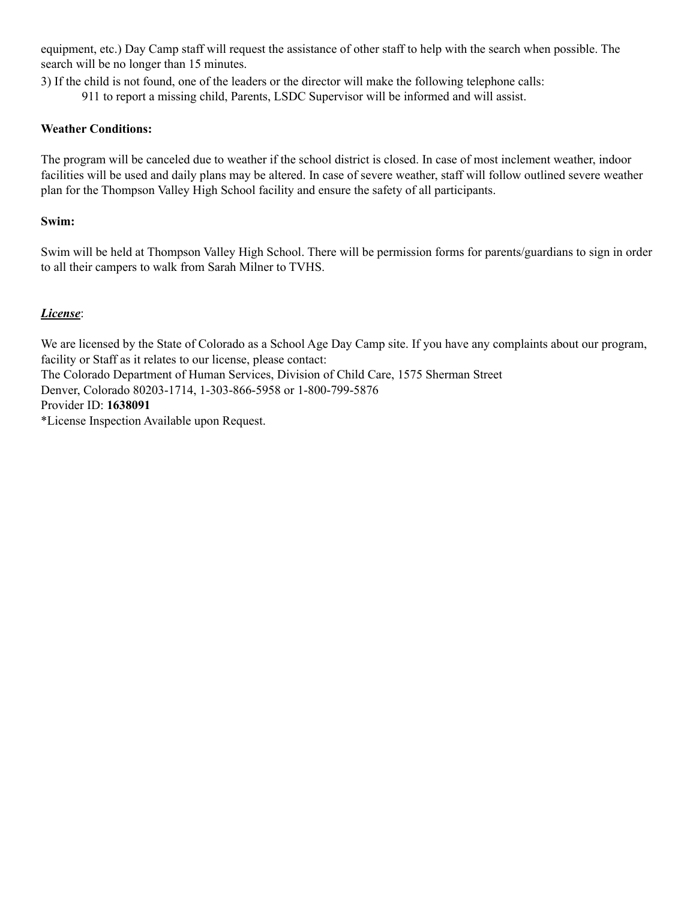equipment, etc.) Day Camp staff will request the assistance of other staff to help with the search when possible. The search will be no longer than 15 minutes.

3) If the child is not found, one of the leaders or the director will make the following telephone calls:
   911 to report a missing child, Parents, LSDC Supervisor will be informed and will assist.

**Weather Conditions:**

The program will be canceled due to weather if the school district is closed. In case of most inclement weather, indoor facilities will be used and daily plans may be altered. In case of severe weather, staff will follow outlined severe weather plan for the Thompson Valley High School facility and ensure the safety of all participants.

**Swim:**

Swim will be held at Thompson Valley High School. There will be permission forms for parents/guardians to sign in order to all their campers to walk from Sarah Milner to TVHS.

***License***:

We are licensed by the State of Colorado as a School Age Day Camp site. If you have any complaints about our program, facility or Staff as it relates to our license, please contact:
The Colorado Department of Human Services, Division of Child Care, 1575 Sherman Street
Denver, Colorado 80203-1714, 1-303-866-5958 or 1-800-799-5876
Provider ID: **1638091**
*License Inspection Available upon Request.